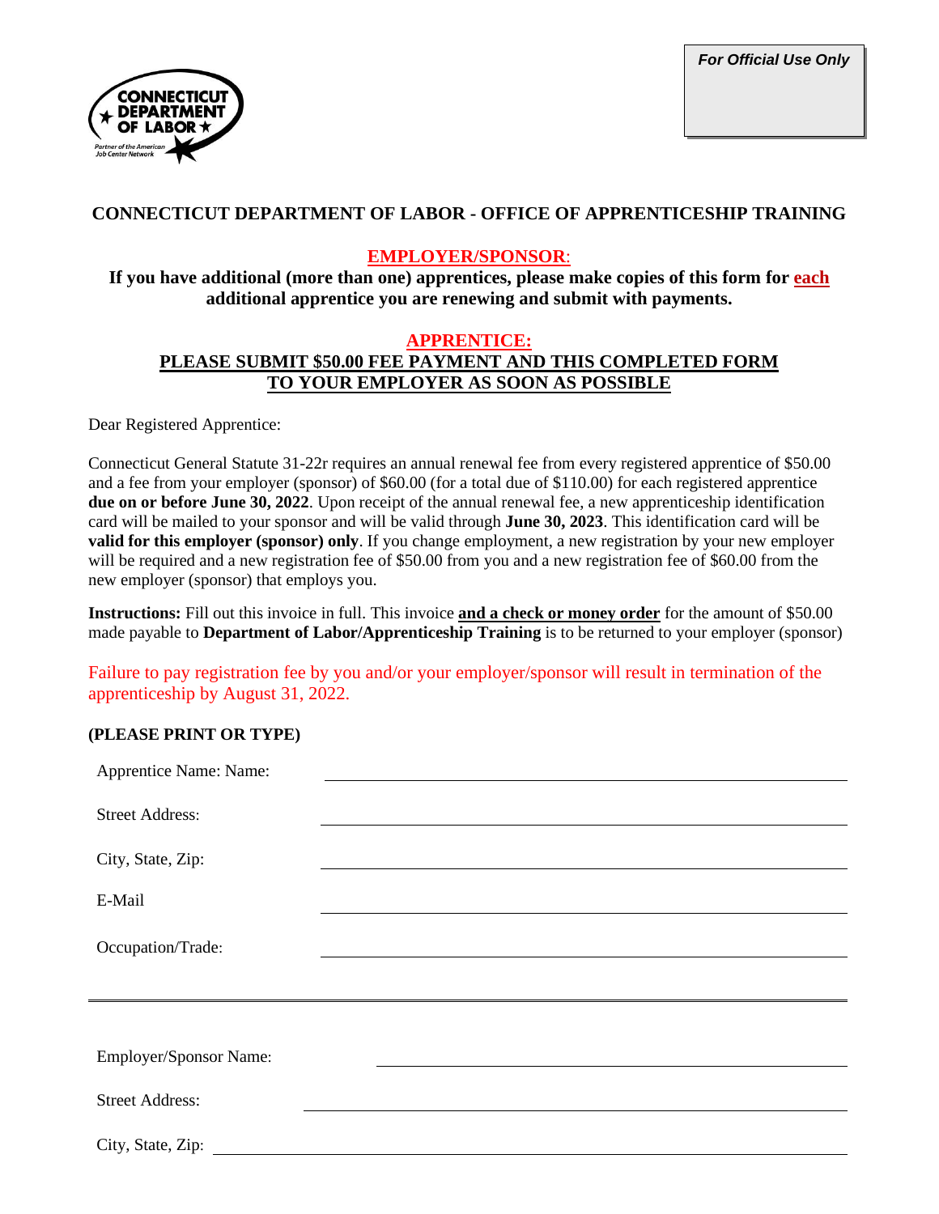For Official Use Only

CONNECTICUT DEPARTMENT OF LABOR

Partner of the American Job Center Network

## CONNECTICUT DEPARTMENT OF LABOR - OFFICE OF APPRENTICESHIP TRAINING

**EMPLOYER/SPONSOR:**

**If you have additional (more than one) apprentices, please make copies of this form for each additional apprentice you are renewing and submit with payments.**

**APPRENTICE:**

**PLEASE SUBMIT $50.00 FEE PAYMENT AND THIS COMPLETED FORM TO YOUR EMPLOYER AS SOON AS POSSIBLE**

Dear Registered Apprentice:

Connecticut General Statute 31-22r requires an annual renewal fee from every registered apprentice of $50.00 and a fee from your employer (sponsor) of $60.00 (for a total due of $110.00) for each registered apprentice **due on or before June 30, 2022**. Upon receipt of the annual renewal fee, a new apprenticeship identification card will be mailed to your sponsor and will be valid through **June 30, 2023**. This identification card will be **valid for this employer (sponsor) only**. If you change employment, a new registration by your new employer will be required and a new registration fee of $50.00 from you and a new registration fee of $60.00 from the new employer (sponsor) that employs you.

**Instructions:** Fill out this invoice in full. This invoice **and a check or money order** for the amount of $50.00 made payable to **Department of Labor/Apprenticeship Training** is to be returned to your employer (sponsor)

Failure to pay registration fee by you and/or your employer/sponsor will result in termination of the apprenticeship by August 31, 2022.

**(PLEASE PRINT OR TYPE)**

Apprentice Name: Name: ______________________________

Street Address: ______________________________

City, State, Zip: ______________________________

E-Mail ______________________________

Occupation/Trade: ______________________________

---

Employer/Sponsor Name: ______________________________

Street Address: ______________________________

City, State, Zip: ______________________________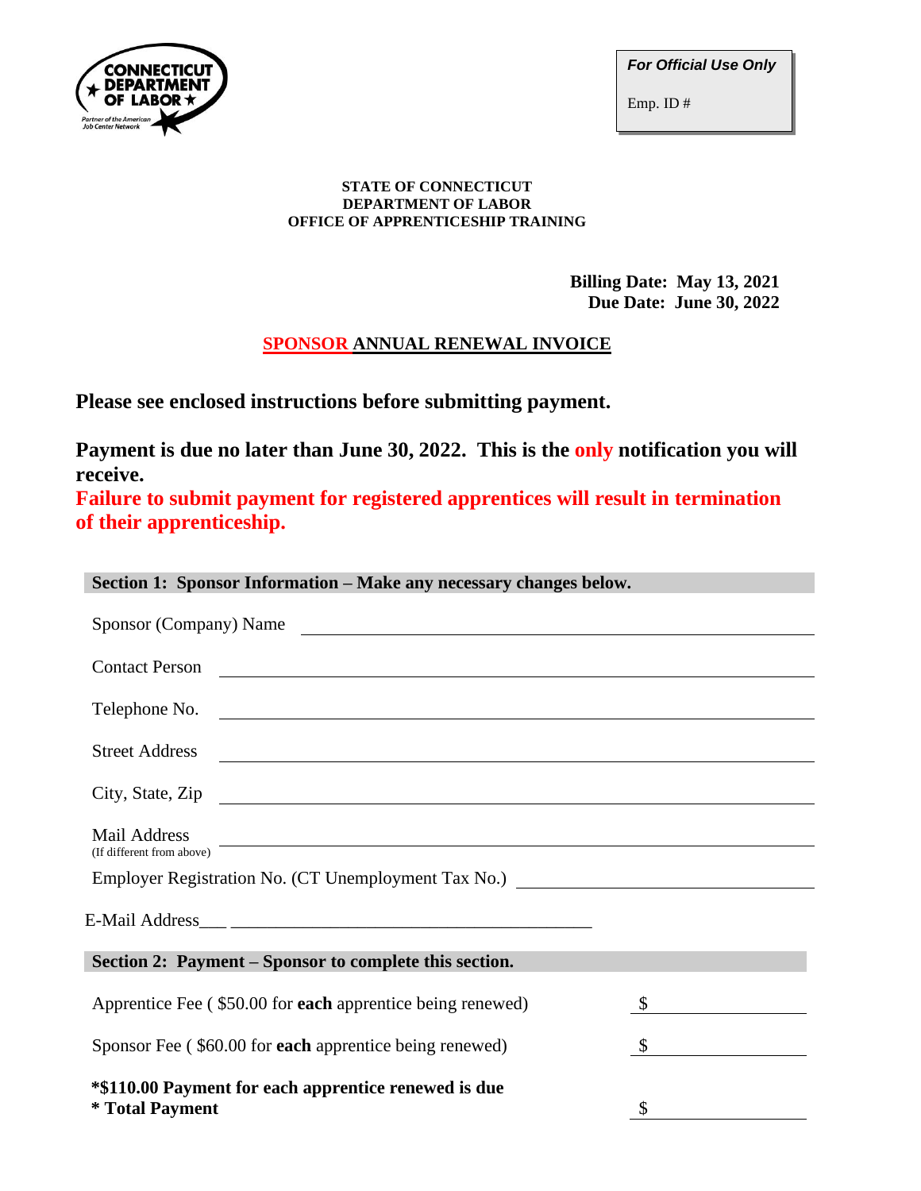CONNECTICUT DEPARTMENT OF LABOR
Partner of the American Job Center Network

*For Official Use Only*

Emp. ID #

**STATE OF CONNECTICUT**
**DEPARTMENT OF LABOR**
**OFFICE OF APPRENTICESHIP TRAINING**

**Billing Date: May 13, 2021**
**Due Date: June 30, 2022**

## SPONSOR ANNUAL RENEWAL INVOICE

**Please see enclosed instructions before submitting payment.**

**Payment is due no later than June 30, 2022. This is the only notification you will receive.**
**Failure to submit payment for registered apprentices will result in termination of their apprenticeship.**

**Section 1: Sponsor Information – Make any necessary changes below.**

Sponsor (Company) Name ______________________

Contact Person ______________________

Telephone No. ______________________

Street Address ______________________

City, State, Zip ______________________

Mail Address
(If different from above) ______________________

Employer Registration No. (CT Unemployment Tax No.) ______________________

E-Mail Address___ ______________________

**Section 2: Payment – Sponsor to complete this section.**

Apprentice Fee ( $50.00 for **each** apprentice being renewed) $ ____________

Sponsor Fee ( $60.00 for **each** apprentice being renewed) $ ____________

**\*$110.00 Payment for each apprentice renewed is due**
**\* Total Payment** $ ____________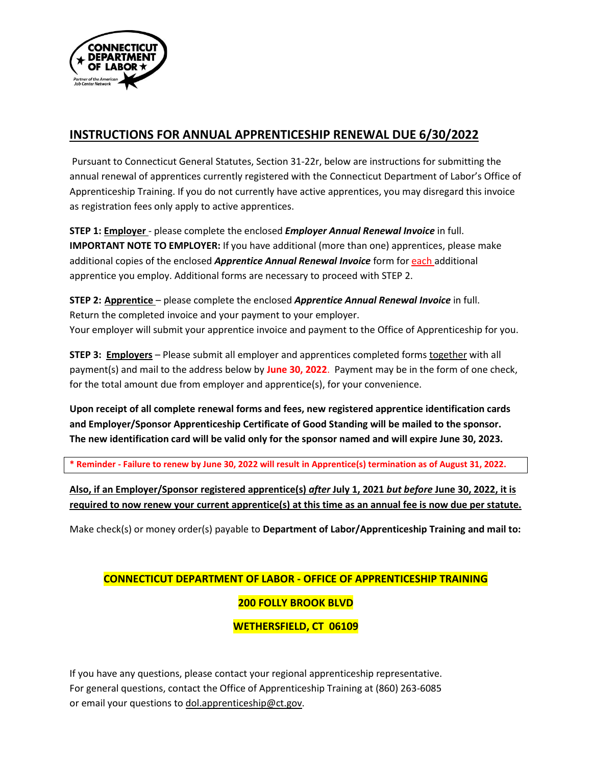# INSTRUCTIONS FOR ANNUAL APPRENTICESHIP RENEWAL DUE 6/30/2022

Pursuant to Connecticut General Statutes, Section 31-22r, below are instructions for submitting the annual renewal of apprentices currently registered with the Connecticut Department of Labor's Office of Apprenticeship Training. If you do not currently have active apprentices, you may disregard this invoice as registration fees only apply to active apprentices.

**STEP 1: Employer** - please complete the enclosed ***Employer Annual Renewal Invoice*** in full.
**IMPORTANT NOTE TO EMPLOYER:** If you have additional (more than one) apprentices, please make additional copies of the enclosed ***Apprentice Annual Renewal Invoice*** form for each additional apprentice you employ. Additional forms are necessary to proceed with STEP 2.

**STEP 2: Apprentice** – please complete the enclosed ***Apprentice Annual Renewal Invoice*** in full.
Return the completed invoice and your payment to your employer.
Your employer will submit your apprentice invoice and payment to the Office of Apprenticeship for you.

**STEP 3: Employers** – Please submit all employer and apprentices completed forms together with all payment(s) and mail to the address below by **June 30, 2022**. Payment may be in the form of one check, for the total amount due from employer and apprentice(s), for your convenience.

**Upon receipt of all complete renewal forms and fees, new registered apprentice identification cards and Employer/Sponsor Apprenticeship Certificate of Good Standing will be mailed to the sponsor. The new identification card will be valid only for the sponsor named and will expire June 30, 2023.**

**\* Reminder - Failure to renew by June 30, 2022 will result in Apprentice(s) termination as of August 31, 2022.**

**Also, if an Employer/Sponsor registered apprentice(s) *after* July 1, 2021 *but before* June 30, 2022, it is required to now renew your current apprentice(s) at this time as an annual fee is now due per statute.**

Make check(s) or money order(s) payable to **Department of Labor/Apprenticeship Training and mail to:**

**CONNECTICUT DEPARTMENT OF LABOR - OFFICE OF APPRENTICESHIP TRAINING**

**200 FOLLY BROOK BLVD**

**WETHERSFIELD, CT 06109**

If you have any questions, please contact your regional apprenticeship representative.
For general questions, contact the Office of Apprenticeship Training at (860) 263-6085 or email your questions to dol.apprenticeship@ct.gov.